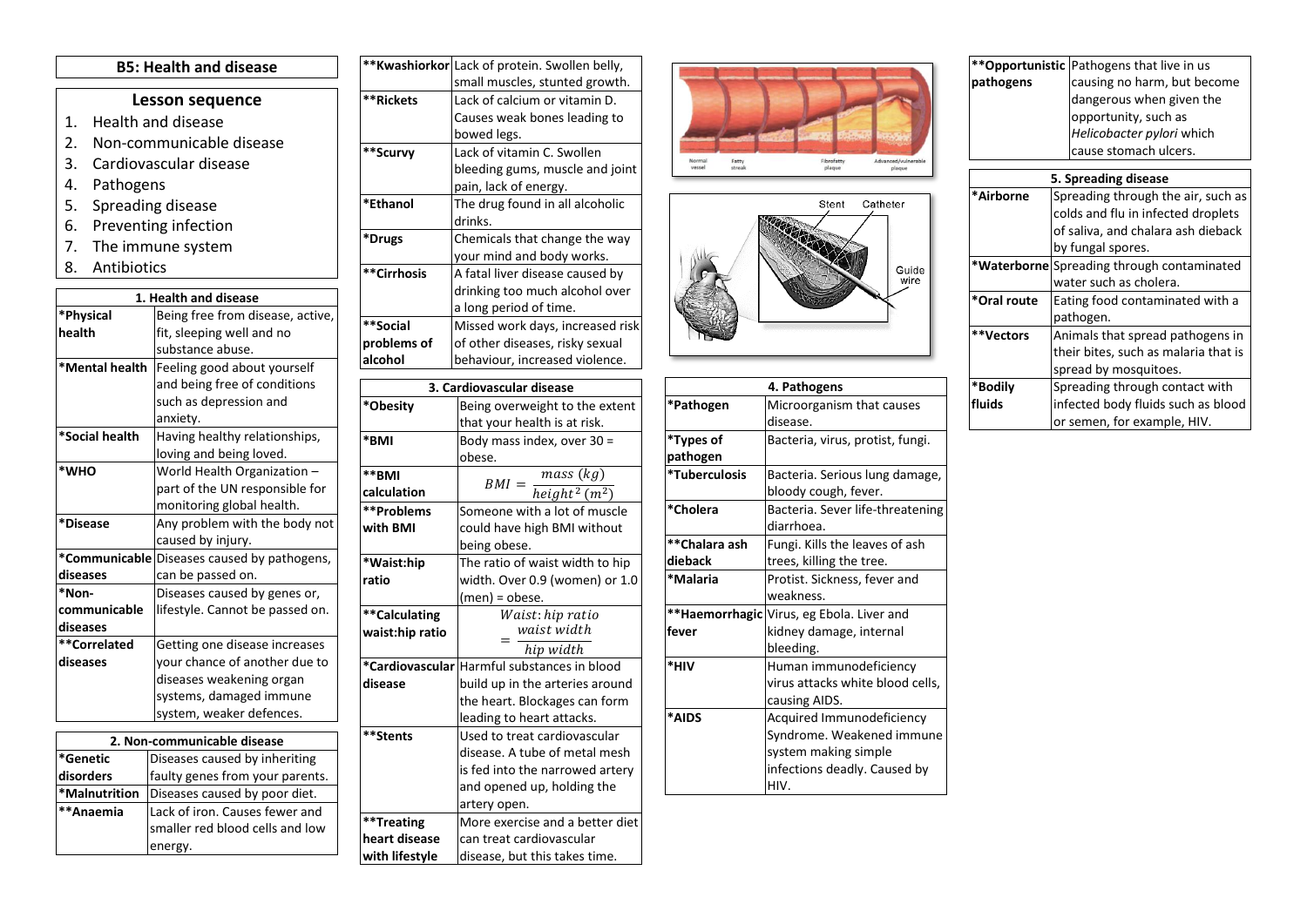## B5: Health and disease

### Lesson sequence

1. Health and disease
2. Non-communicable disease
3. Cardiovascular disease
4. Pathogens
5. Spreading disease
6. Preventing infection
7. The immune system
8. Antibiotics

| 1. Health and disease | |
|---|---|
| *Physical health | Being free from disease, active, fit, sleeping well and no substance abuse. |
| *Mental health | Feeling good about yourself and being free of conditions such as depression and anxiety. |
| *Social health | Having healthy relationships, loving and being loved. |
| *WHO | World Health Organization – part of the UN responsible for monitoring global health. |
| *Disease | Any problem with the body not caused by injury. |
| *Communicable diseases | Diseases caused by pathogens, can be passed on. |
| *Non-communicable diseases | Diseases caused by genes or, lifestyle. Cannot be passed on. |
| **Correlated diseases | Getting one disease increases your chance of another due to diseases weakening organ systems, damaged immune system, weaker defences. |

| 2. Non-communicable disease | |
|---|---|
| *Genetic disorders | Diseases caused by inheriting faulty genes from your parents. |
| *Malnutrition | Diseases caused by poor diet. |
| **Anaemia | Lack of iron. Causes fewer and smaller red blood cells and low energy. |
| **Kwashiorkor | Lack of protein. Swollen belly, small muscles, stunted growth. |
| **Rickets | Lack of calcium or vitamin D. Causes weak bones leading to bowed legs. |
| **Scurvy | Lack of vitamin C. Swollen bleeding gums, muscle and joint pain, lack of energy. |
| *Ethanol | The drug found in all alcoholic drinks. |
| *Drugs | Chemicals that change the way your mind and body works. |
| **Cirrhosis | A fatal liver disease caused by drinking too much alcohol over a long period of time. |
| **Social problems of alcohol | Missed work days, increased risk of other diseases, risky sexual behaviour, increased violence. |

| 3. Cardiovascular disease | |
|---|---|
| *Obesity | Being overweight to the extent that your health is at risk. |
| *BMI | Body mass index, over 30 = obese. |
| **BMI calculation | $BMI = \frac{mass\ (kg)}{height^2\ (m^2)}$ |
| **Problems with BMI | Someone with a lot of muscle could have high BMI without being obese. |
| *Waist:hip ratio | The ratio of waist width to hip width. Over 0.9 (women) or 1.0 (men) = obese. |
| **Calculating waist:hip ratio | $Waist{:}hip\ ratio = \frac{waist\ width}{hip\ width}$ |
| *Cardiovascular disease | Harmful substances in blood build up in the arteries around the heart. Blockages can form leading to heart attacks. |
| **Stents | Used to treat cardiovascular disease. A tube of metal mesh is fed into the narrowed artery and opened up, holding the artery open. |
| **Treating heart disease with lifestyle | More exercise and a better diet can treat cardiovascular disease, but this takes time. |

Normal vessel | Fatty streak | Fibrofatty plaque | Advanced/vulnerable plaque

Stent | Catheter | Guide wire

| 4. Pathogens | |
|---|---|
| *Pathogen | Microorganism that causes disease. |
| *Types of pathogen | Bacteria, virus, protist, fungi. |
| *Tuberculosis | Bacteria. Serious lung damage, bloody cough, fever. |
| *Cholera | Bacteria. Sever life-threatening diarrhoea. |
| **Chalara ash dieback | Fungi. Kills the leaves of ash trees, killing the tree. |
| *Malaria | Protist. Sickness, fever and weakness. |
| **Haemorrhagic fever | Virus, eg Ebola. Liver and kidney damage, internal bleeding. |
| *HIV | Human immunodeficiency virus attacks white blood cells, causing AIDS. |
| *AIDS | Acquired Immunodeficiency Syndrome. Weakened immune system making simple infections deadly. Caused by HIV. |
| **Opportunistic pathogens | Pathogens that live in us causing no harm, but become dangerous when given the opportunity, such as *Helicobacter pylori* which cause stomach ulcers. |

| 5. Spreading disease | |
|---|---|
| *Airborne | Spreading through the air, such as colds and flu in infected droplets of saliva, and chalara ash dieback by fungal spores. |
| *Waterborne | Spreading through contaminated water such as cholera. |
| *Oral route | Eating food contaminated with a pathogen. |
| **Vectors | Animals that spread pathogens in their bites, such as malaria that is spread by mosquitoes. |
| *Bodily fluids | Spreading through contact with infected body fluids such as blood or semen, for example, HIV. |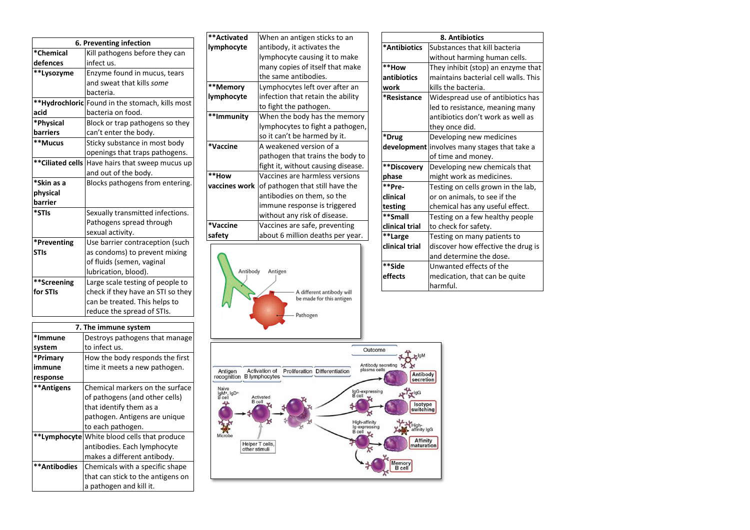| 6. Preventing infection | |
|---|---|
| ***Chemical defences** | Kill pathogens before they can infect us. |
| ****Lysozyme** | Enzyme found in mucus, tears and sweat that kills *some* bacteria. |
| ****Hydrochloric acid** | Found in the stomach, kills most bacteria on food. |
| ***Physical barriers** | Block or trap pathogens so they can't enter the body. |
| ****Mucus** | Sticky substance in most body openings that traps pathogens. |
| ****Ciliated cells** | Have hairs that sweep mucus up and out of the body. |
| ***Skin as a physical barrier** | Blocks pathogens from entering. |
| ***STIs** | Sexually transmitted infections. Pathogens spread through sexual activity. |
| ***Preventing STIs** | Use barrier contraception (such as condoms) to prevent mixing of fluids (semen, vaginal lubrication, blood). |
| ****Screening for STIs** | Large scale testing of people to check if they have an STI so they can be treated. This helps to reduce the spread of STIs. |

| 7. The immune system | |
|---|---|
| ***Immune system** | Destroys pathogens that manage to infect us. |
| ***Primary immune response** | How the body responds the first time it meets a new pathogen. |
| ****Antigens** | Chemical markers on the surface of pathogens (and other cells) that identify them as a pathogen. Antigens are unique to each pathogen. |
| ****Lymphocyte** | White blood cells that produce antibodies. Each lymphocyte makes a different antibody. |
| ****Antibodies** | Chemicals with a specific shape that can stick to the antigens on a pathogen and kill it. |
| ****Activated lymphocyte** | When an antigen sticks to an antibody, it activates the lymphocyte causing it to make many copies of itself that make the same antibodies. |
| ****Memory lymphocyte** | Lymphocytes left over after an infection that retain the ability to fight the pathogen. |
| ****Immunity** | When the body has the memory lymphocytes to fight a pathogen, so it can't be harmed by it. |
| ***Vaccine** | A weakened version of a pathogen that trains the body to fight it, without causing disease. |
| ****How vaccines work** | Vaccines are harmless versions of pathogen that still have the antibodies on them, so the immune response is triggered without any risk of disease. |
| ***Vaccine safety** | Vaccines are safe, preventing about 6 million deaths per year. |

Antibody
Antigen
A different antibody will be made for this antigen
Pathogen

Antigen recognition
Activation of B lymphocytes
Proliferation
Differentiation
Outcome
Naive IgM+, IgD+ B cell
Microbe
Activated B cell
Helper T cells, other stimuli
Antibody secreting plasma cells
IgM
Antibody secretion
IgG-expressing B cell
IgG
Isotype switching
High-affinity Ig-expressing B cell
High-affinity IgG
Affinity maturation
Memory B cell

| 8. Antibiotics | |
|---|---|
| ***Antibiotics** | Substances that kill bacteria without harming human cells. |
| ****How antibiotics work** | They inhibit (stop) an enzyme that maintains bacterial cell walls. This kills the bacteria. |
| ***Resistance** | Widespread use of antibiotics has led to resistance, meaning many antibiotics don't work as well as they once did. |
| ***Drug development** | Developing new medicines involves many stages that take a of time and money. |
| ****Discovery phase** | Developing new chemicals that might work as medicines. |
| ****Pre-clinical testing** | Testing on cells grown in the lab, or on animals, to see if the chemical has any useful effect. |
| ****Small clinical trial** | Testing on a few healthy people to check for safety. |
| ****Large clinical trial** | Testing on many patients to discover how effective the drug is and determine the dose. |
| ****Side effects** | Unwanted effects of the medication, that can be quite harmful. |